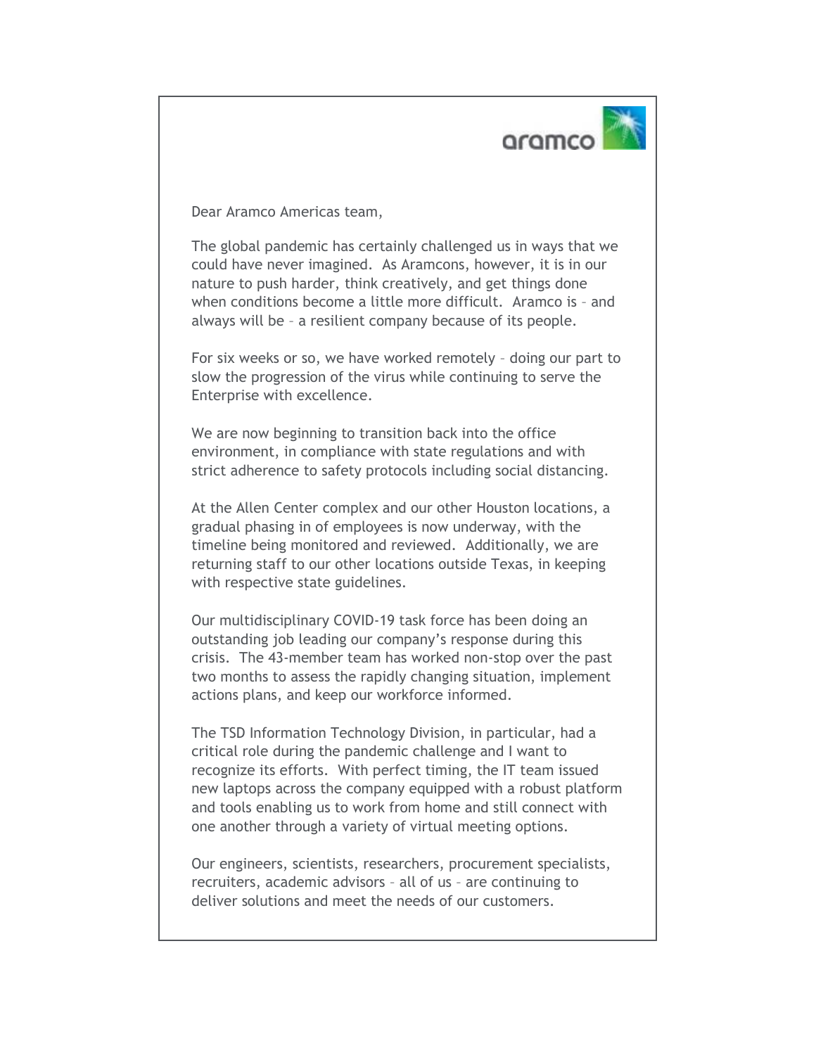aramco

Dear Aramco Americas team,

The global pandemic has certainly challenged us in ways that we could have never imagined.  As Aramcons, however, it is in our nature to push harder, think creatively, and get things done when conditions become a little more difficult.  Aramco is – and always will be – a resilient company because of its people.

For six weeks or so, we have worked remotely – doing our part to slow the progression of the virus while continuing to serve the Enterprise with excellence.

We are now beginning to transition back into the office environment, in compliance with state regulations and with strict adherence to safety protocols including social distancing.

At the Allen Center complex and our other Houston locations, a gradual phasing in of employees is now underway, with the timeline being monitored and reviewed.  Additionally, we are returning staff to our other locations outside Texas, in keeping with respective state guidelines.

Our multidisciplinary COVID-19 task force has been doing an outstanding job leading our company's response during this crisis.  The 43-member team has worked non-stop over the past two months to assess the rapidly changing situation, implement actions plans, and keep our workforce informed.

The TSD Information Technology Division, in particular, had a critical role during the pandemic challenge and I want to recognize its efforts.  With perfect timing, the IT team issued new laptops across the company equipped with a robust platform and tools enabling us to work from home and still connect with one another through a variety of virtual meeting options.

Our engineers, scientists, researchers, procurement specialists, recruiters, academic advisors – all of us – are continuing to deliver solutions and meet the needs of our customers.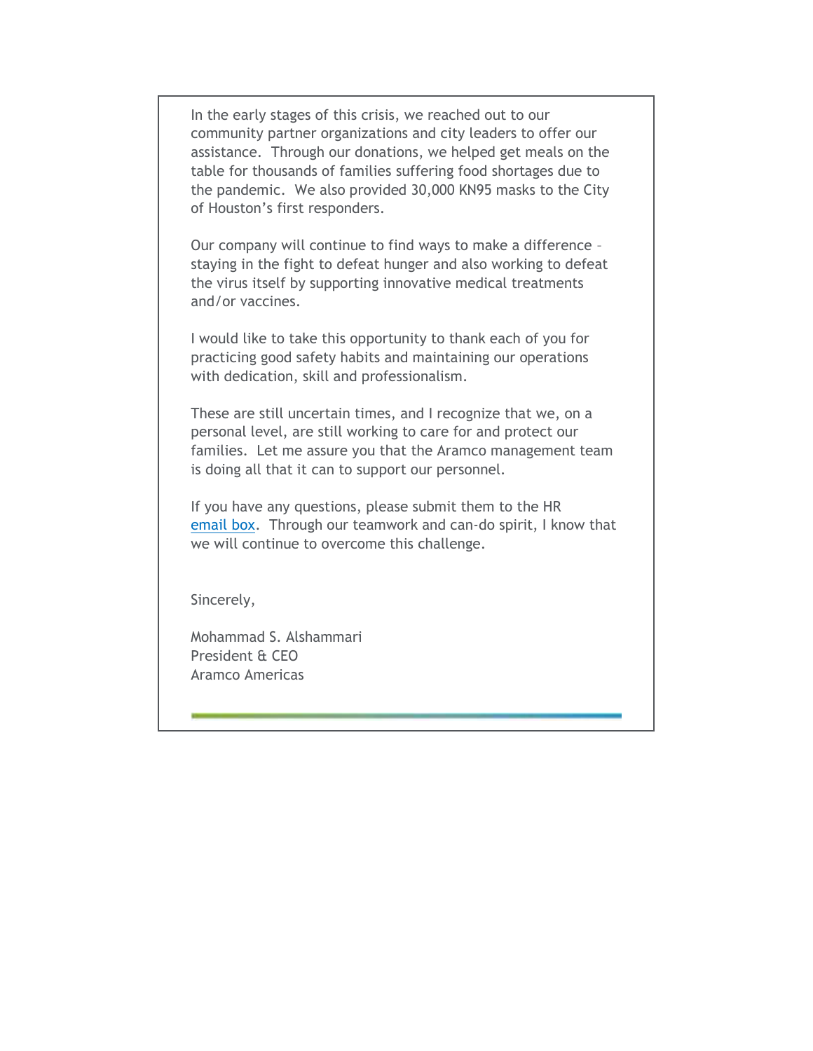In the early stages of this crisis, we reached out to our community partner organizations and city leaders to offer our assistance. Through our donations, we helped get meals on the table for thousands of families suffering food shortages due to the pandemic. We also provided 30,000 KN95 masks to the City of Houston's first responders.

Our company will continue to find ways to make a difference – staying in the fight to defeat hunger and also working to defeat the virus itself by supporting innovative medical treatments and/or vaccines.

I would like to take this opportunity to thank each of you for practicing good safety habits and maintaining our operations with dedication, skill and professionalism.

These are still uncertain times, and I recognize that we, on a personal level, are still working to care for and protect our families. Let me assure you that the Aramco management team is doing all that it can to support our personnel.

If you have any questions, please submit them to the HR email box. Through our teamwork and can-do spirit, I know that we will continue to overcome this challenge.

Sincerely,

Mohammad S. Alshammari
President & CEO
Aramco Americas